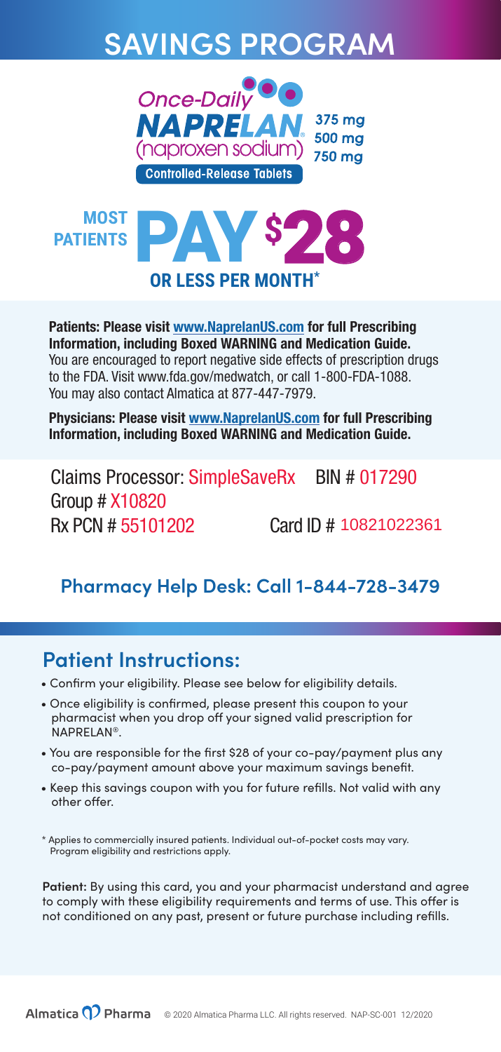# SAVINGS PROGRAM

**Once-Daily NAPRELAN®** (naproxen sodium)
375 mg
500 mg
750 mg
**Controlled-Release Tablets**

## MOST PATIENTS PAY $28 OR LESS PER MONTH*

**Patients: Please visit www.NaprelanUS.com for full Prescribing Information, including Boxed WARNING and Medication Guide.**
You are encouraged to report negative side effects of prescription drugs to the FDA. Visit www.fda.gov/medwatch, or call 1-800-FDA-1088. You may also contact Almatica at 877-447-7979.

**Physicians: Please visit www.NaprelanUS.com for full Prescribing Information, including Boxed WARNING and Medication Guide.**

Claims Processor: SimpleSaveRx BIN # 017290
Group # X10820
Rx PCN # 55101202 Card ID # 10821022361

**Pharmacy Help Desk: Call 1-844-728-3479**

## Patient Instructions:

- Confirm your eligibility. Please see below for eligibility details.
- Once eligibility is confirmed, please present this coupon to your pharmacist when you drop off your signed valid prescription for NAPRELAN®.
- You are responsible for the first $28 of your co-pay/payment plus any co-pay/payment amount above your maximum savings benefit.
- Keep this savings coupon with you for future refills. Not valid with any other offer.

\* Applies to commercially insured patients. Individual out-of-pocket costs may vary. Program eligibility and restrictions apply.

**Patient:** By using this card, you and your pharmacist understand and agree to comply with these eligibility requirements and terms of use. This offer is not conditioned on any past, present or future purchase including refills.

Almatica Pharma © 2020 Almatica Pharma LLC. All rights reserved. NAP-SC-001 12/2020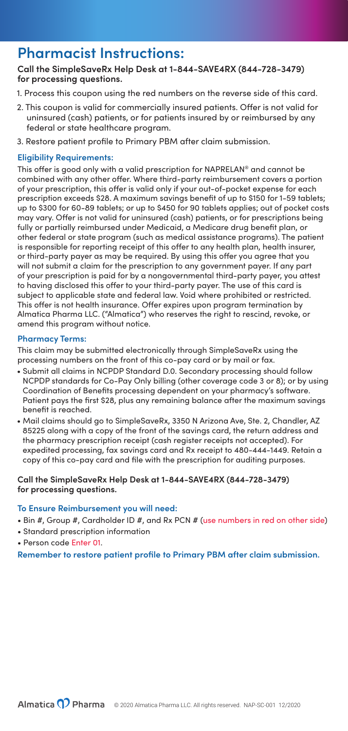# Pharmacist Instructions:

**Call the SimpleSaveRx Help Desk at 1-844-SAVE4RX (844-728-3479) for processing questions.**

1. Process this coupon using the red numbers on the reverse side of this card.
2. This coupon is valid for commercially insured patients. Offer is not valid for uninsured (cash) patients, or for patients insured by or reimbursed by any federal or state healthcare program.
3. Restore patient profile to Primary PBM after claim submission.

### Eligibility Requirements:

This offer is good only with a valid prescription for NAPRELAN® and cannot be combined with any other offer. Where third-party reimbursement covers a portion of your prescription, this offer is valid only if your out-of-pocket expense for each prescription exceeds $28. A maximum savings benefit of up to $150 for 1-59 tablets; up to $300 for 60-89 tablets; or up to $450 for 90 tablets applies; out of pocket costs may vary. Offer is not valid for uninsured (cash) patients, or for prescriptions being fully or partially reimbursed under Medicaid, a Medicare drug benefit plan, or other federal or state program (such as medical assistance programs). The patient is responsible for reporting receipt of this offer to any health plan, health insurer, or third-party payer as may be required. By using this offer you agree that you will not submit a claim for the prescription to any government payer. If any part of your prescription is paid for by a nongovernmental third-party payer, you attest to having disclosed this offer to your third-party payer. The use of this card is subject to applicable state and federal law. Void where prohibited or restricted. This offer is not health insurance. Offer expires upon program termination by Almatica Pharma LLC. ("Almatica") who reserves the right to rescind, revoke, or amend this program without notice.

### Pharmacy Terms:

This claim may be submitted electronically through SimpleSaveRx using the processing numbers on the front of this co-pay card or by mail or fax.

- Submit all claims in NCPDP Standard D.0. Secondary processing should follow NCPDP standards for Co-Pay Only billing (other coverage code 3 or 8); or by using Coordination of Benefits processing dependent on your pharmacy's software. Patient pays the first $28, plus any remaining balance after the maximum savings benefit is reached.
- Mail claims should go to SimpleSaveRx, 3350 N Arizona Ave, Ste. 2, Chandler, AZ 85225 along with a copy of the front of the savings card, the return address and the pharmacy prescription receipt (cash register receipts not accepted). For expedited processing, fax savings card and Rx receipt to 480-444-1449. Retain a copy of this co-pay card and file with the prescription for auditing purposes.

**Call the SimpleSaveRx Help Desk at 1-844-SAVE4RX (844-728-3479) for processing questions.**

### To Ensure Reimbursement you will need:

- Bin #, Group #, Cardholder ID #, and Rx PCN # (use numbers in red on other side)
- Standard prescription information
- Person code Enter 01.

**Remember to restore patient profile to Primary PBM after claim submission.**

Almatica Pharma © 2020 Almatica Pharma LLC. All rights reserved. NAP-SC-001 12/2020